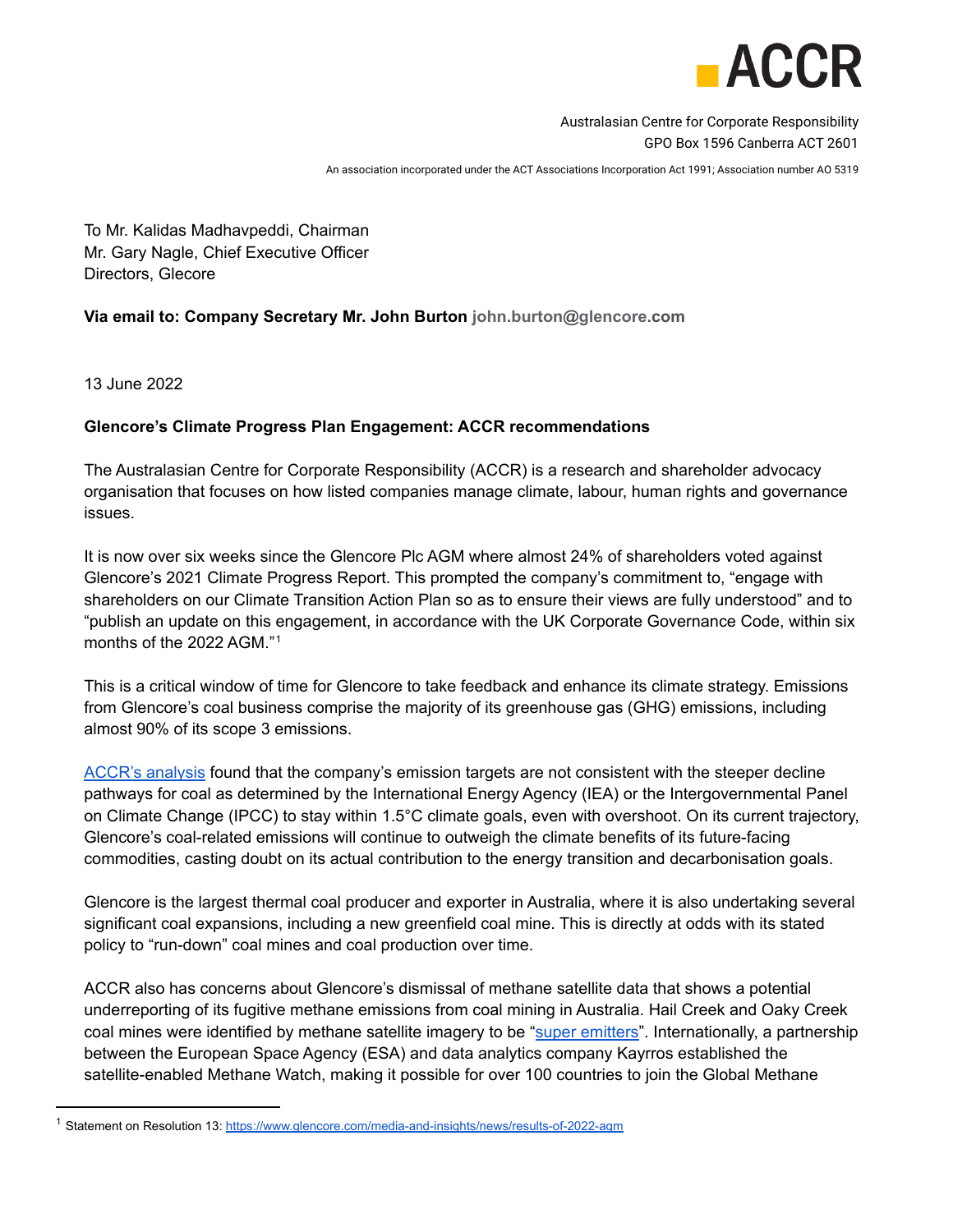**ACCR**

Australasian Centre for Corporate Responsibility
GPO Box 1596 Canberra ACT 2601

An association incorporated under the ACT Associations Incorporation Act 1991; Association number AO 5319

To Mr. Kalidas Madhavpeddi, Chairman
Mr. Gary Nagle, Chief Executive Officer
Directors, Glecore

**Via email to: Company Secretary Mr. John Burton john.burton@glencore.com**

13 June 2022

**Glencore's Climate Progress Plan Engagement: ACCR recommendations**

The Australasian Centre for Corporate Responsibility (ACCR) is a research and shareholder advocacy organisation that focuses on how listed companies manage climate, labour, human rights and governance issues.

It is now over six weeks since the Glencore Plc AGM where almost 24% of shareholders voted against Glencore's 2021 Climate Progress Report. This prompted the company's commitment to, "engage with shareholders on our Climate Transition Action Plan so as to ensure their views are fully understood" and to "publish an update on this engagement, in accordance with the UK Corporate Governance Code, within six months of the 2022 AGM."[1]

This is a critical window of time for Glencore to take feedback and enhance its climate strategy. Emissions from Glencore's coal business comprise the majority of its greenhouse gas (GHG) emissions, including almost 90% of its scope 3 emissions.

[ACCR's analysis](ACCR's analysis) found that the company's emission targets are not consistent with the steeper decline pathways for coal as determined by the International Energy Agency (IEA) or the Intergovernmental Panel on Climate Change (IPCC) to stay within 1.5°C climate goals, even with overshoot. On its current trajectory, Glencore's coal-related emissions will continue to outweigh the climate benefits of its future-facing commodities, casting doubt on its actual contribution to the energy transition and decarbonisation goals.

Glencore is the largest thermal coal producer and exporter in Australia, where it is also undertaking several significant coal expansions, including a new greenfield coal mine. This is directly at odds with its stated policy to "run-down" coal mines and coal production over time.

ACCR also has concerns about Glencore's dismissal of methane satellite data that shows a potential underreporting of its fugitive methane emissions from coal mining in Australia. Hail Creek and Oaky Creek coal mines were identified by methane satellite imagery to be "super emitters". Internationally, a partnership between the European Space Agency (ESA) and data analytics company Kayrros established the satellite-enabled Methane Watch, making it possible for over 100 countries to join the Global Methane

---

[1] Statement on Resolution 13: https://www.glencore.com/media-and-insights/news/results-of-2022-agm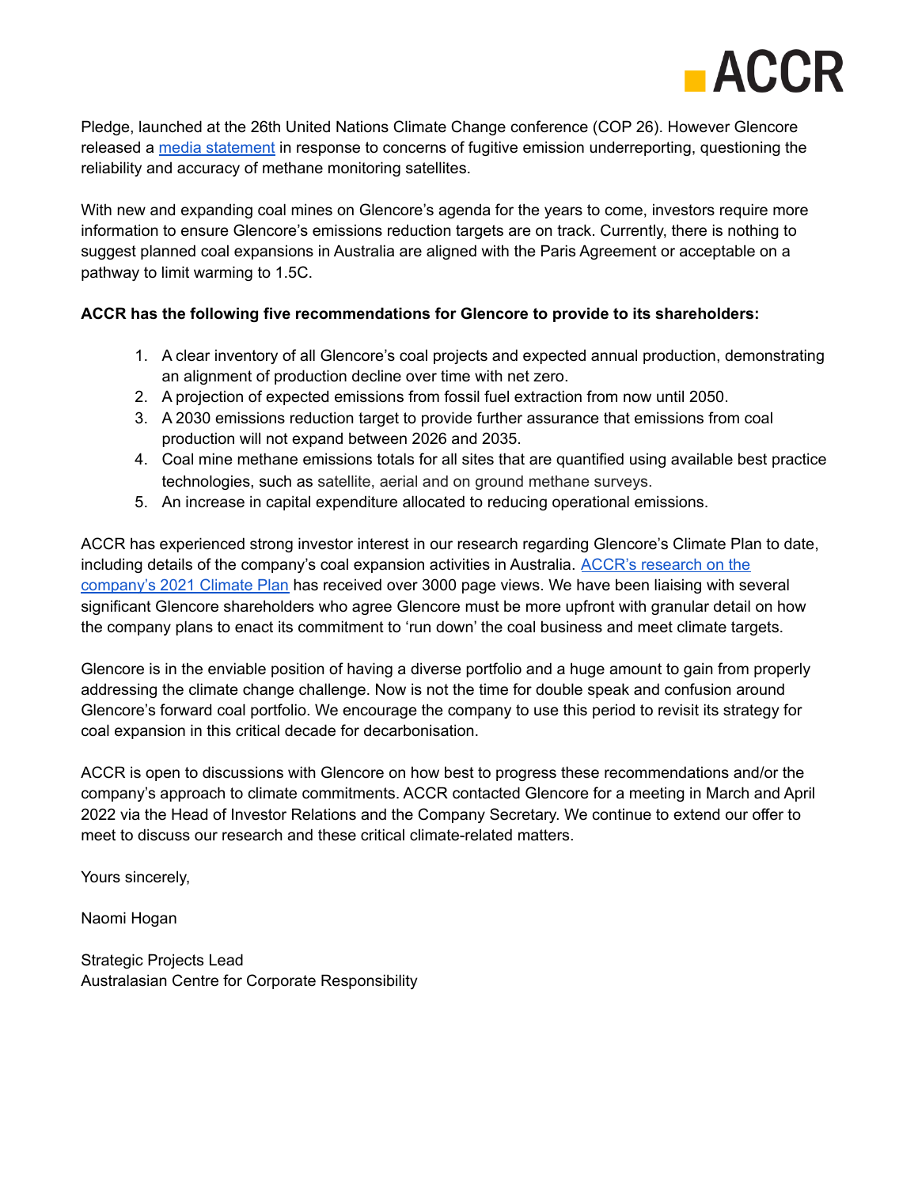Pledge, launched at the 26th United Nations Climate Change conference (COP 26). However Glencore released a media statement in response to concerns of fugitive emission underreporting, questioning the reliability and accuracy of methane monitoring satellites.

With new and expanding coal mines on Glencore's agenda for the years to come, investors require more information to ensure Glencore's emissions reduction targets are on track. Currently, there is nothing to suggest planned coal expansions in Australia are aligned with the Paris Agreement or acceptable on a pathway to limit warming to 1.5C.

**ACCR has the following five recommendations for Glencore to provide to its shareholders:**

1. A clear inventory of all Glencore's coal projects and expected annual production, demonstrating an alignment of production decline over time with net zero.
2. A projection of expected emissions from fossil fuel extraction from now until 2050.
3. A 2030 emissions reduction target to provide further assurance that emissions from coal production will not expand between 2026 and 2035.
4. Coal mine methane emissions totals for all sites that are quantified using available best practice technologies, such as satellite, aerial and on ground methane surveys.
5. An increase in capital expenditure allocated to reducing operational emissions.

ACCR has experienced strong investor interest in our research regarding Glencore's Climate Plan to date, including details of the company's coal expansion activities in Australia. ACCR's research on the company's 2021 Climate Plan has received over 3000 page views. We have been liaising with several significant Glencore shareholders who agree Glencore must be more upfront with granular detail on how the company plans to enact its commitment to 'run down' the coal business and meet climate targets.

Glencore is in the enviable position of having a diverse portfolio and a huge amount to gain from properly addressing the climate change challenge. Now is not the time for double speak and confusion around Glencore's forward coal portfolio. We encourage the company to use this period to revisit its strategy for coal expansion in this critical decade for decarbonisation.

ACCR is open to discussions with Glencore on how best to progress these recommendations and/or the company's approach to climate commitments. ACCR contacted Glencore for a meeting in March and April 2022 via the Head of Investor Relations and the Company Secretary. We continue to extend our offer to meet to discuss our research and these critical climate-related matters.

Yours sincerely,

Naomi Hogan

Strategic Projects Lead
Australasian Centre for Corporate Responsibility